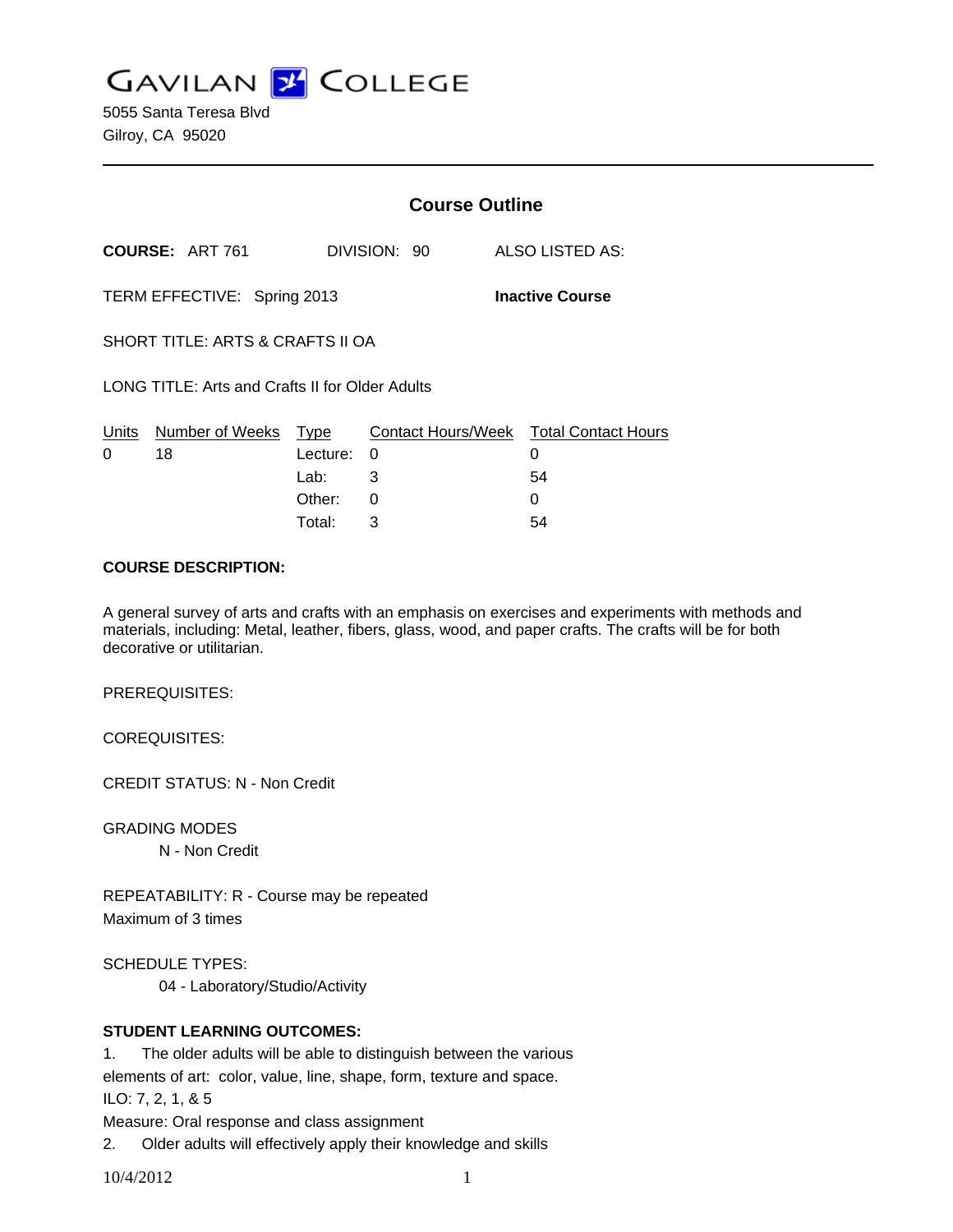# GAVILAN COLLEGE

5055 Santa Teresa Blvd
Gilroy, CA 95020

---

## Course Outline

**COURSE:** ART 761 DIVISION: 90 ALSO LISTED AS:

TERM EFFECTIVE: Spring 2013 **Inactive Course**

SHORT TITLE: ARTS & CRAFTS II OA

LONG TITLE: Arts and Crafts II for Older Adults

| Units | Number of Weeks | Type | Contact Hours/Week | Total Contact Hours |
|---|---|---|---|---|
| 0 | 18 | Lecture: | 0 | 0 |
| | | Lab: | 3 | 54 |
| | | Other: | 0 | 0 |
| | | Total: | 3 | 54 |

**COURSE DESCRIPTION:**

A general survey of arts and crafts with an emphasis on exercises and experiments with methods and materials, including: Metal, leather, fibers, glass, wood, and paper crafts. The crafts will be for both decorative or utilitarian.

PREREQUISITES:

COREQUISITES:

CREDIT STATUS: N - Non Credit

GRADING MODES
N - Non Credit

REPEATABILITY: R - Course may be repeated
Maximum of 3 times

SCHEDULE TYPES:
04 - Laboratory/Studio/Activity

**STUDENT LEARNING OUTCOMES:**

1. The older adults will be able to distinguish between the various elements of art: color, value, line, shape, form, texture and space.
ILO: 7, 2, 1, & 5
Measure: Oral response and class assignment

2. Older adults will effectively apply their knowledge and skills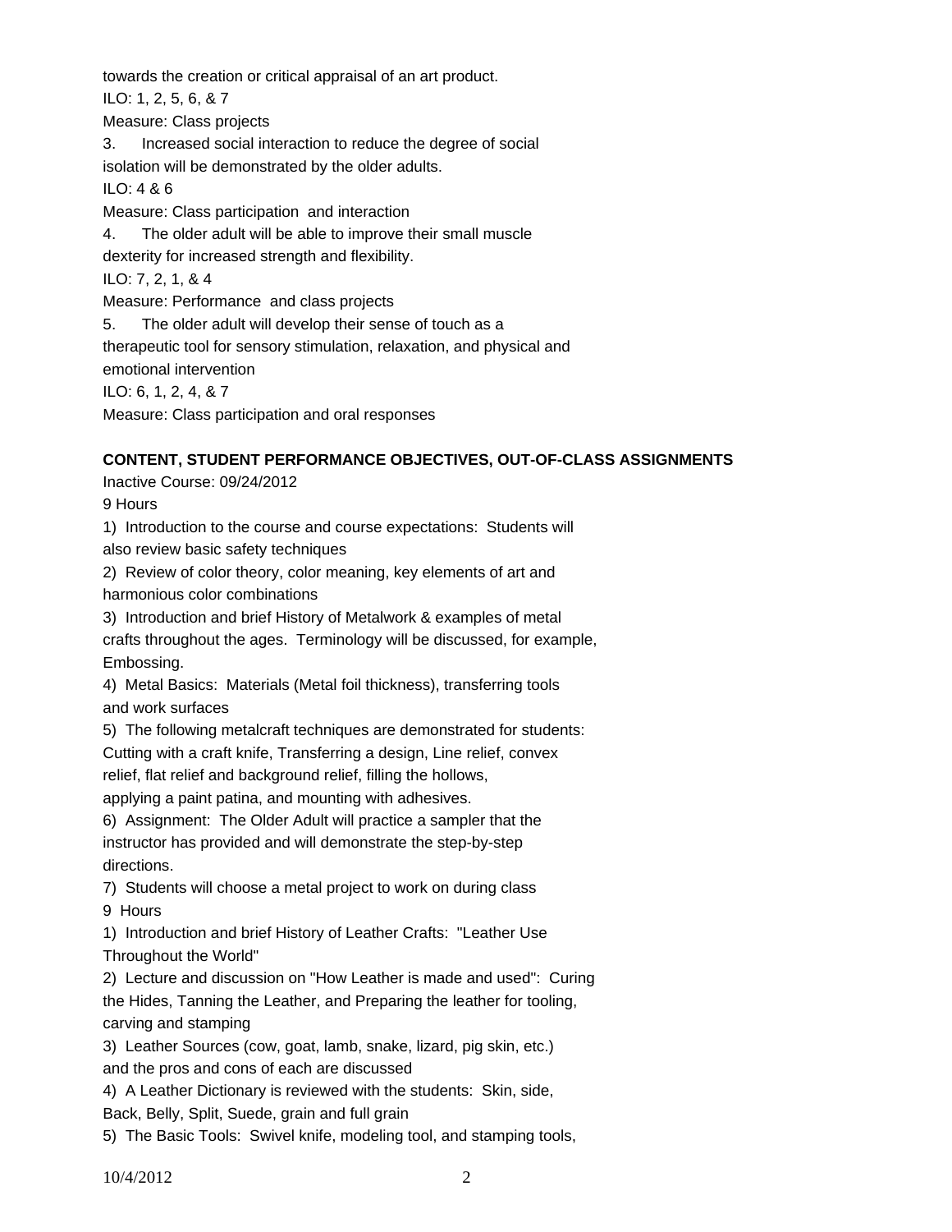towards the creation or critical appraisal of an art product.

ILO: 1, 2, 5, 6, & 7

Measure: Class projects

3. Increased social interaction to reduce the degree of social isolation will be demonstrated by the older adults.

ILO: 4 & 6

Measure: Class participation and interaction

4. The older adult will be able to improve their small muscle dexterity for increased strength and flexibility.

ILO: 7, 2, 1, & 4

Measure: Performance and class projects

5. The older adult will develop their sense of touch as a therapeutic tool for sensory stimulation, relaxation, and physical and emotional intervention

ILO: 6, 1, 2, 4, & 7

Measure: Class participation and oral responses

**CONTENT, STUDENT PERFORMANCE OBJECTIVES, OUT-OF-CLASS ASSIGNMENTS**

Inactive Course: 09/24/2012

9 Hours

1) Introduction to the course and course expectations: Students will also review basic safety techniques

2) Review of color theory, color meaning, key elements of art and harmonious color combinations

3) Introduction and brief History of Metalwork & examples of metal crafts throughout the ages. Terminology will be discussed, for example, Embossing.

4) Metal Basics: Materials (Metal foil thickness), transferring tools and work surfaces

5) The following metalcraft techniques are demonstrated for students: Cutting with a craft knife, Transferring a design, Line relief, convex relief, flat relief and background relief, filling the hollows, applying a paint patina, and mounting with adhesives.

6) Assignment: The Older Adult will practice a sampler that the instructor has provided and will demonstrate the step-by-step directions.

7) Students will choose a metal project to work on during class

9 Hours

1) Introduction and brief History of Leather Crafts: "Leather Use Throughout the World"

2) Lecture and discussion on "How Leather is made and used": Curing the Hides, Tanning the Leather, and Preparing the leather for tooling, carving and stamping

3) Leather Sources (cow, goat, lamb, snake, lizard, pig skin, etc.) and the pros and cons of each are discussed

4) A Leather Dictionary is reviewed with the students: Skin, side, Back, Belly, Split, Suede, grain and full grain

5) The Basic Tools: Swivel knife, modeling tool, and stamping tools,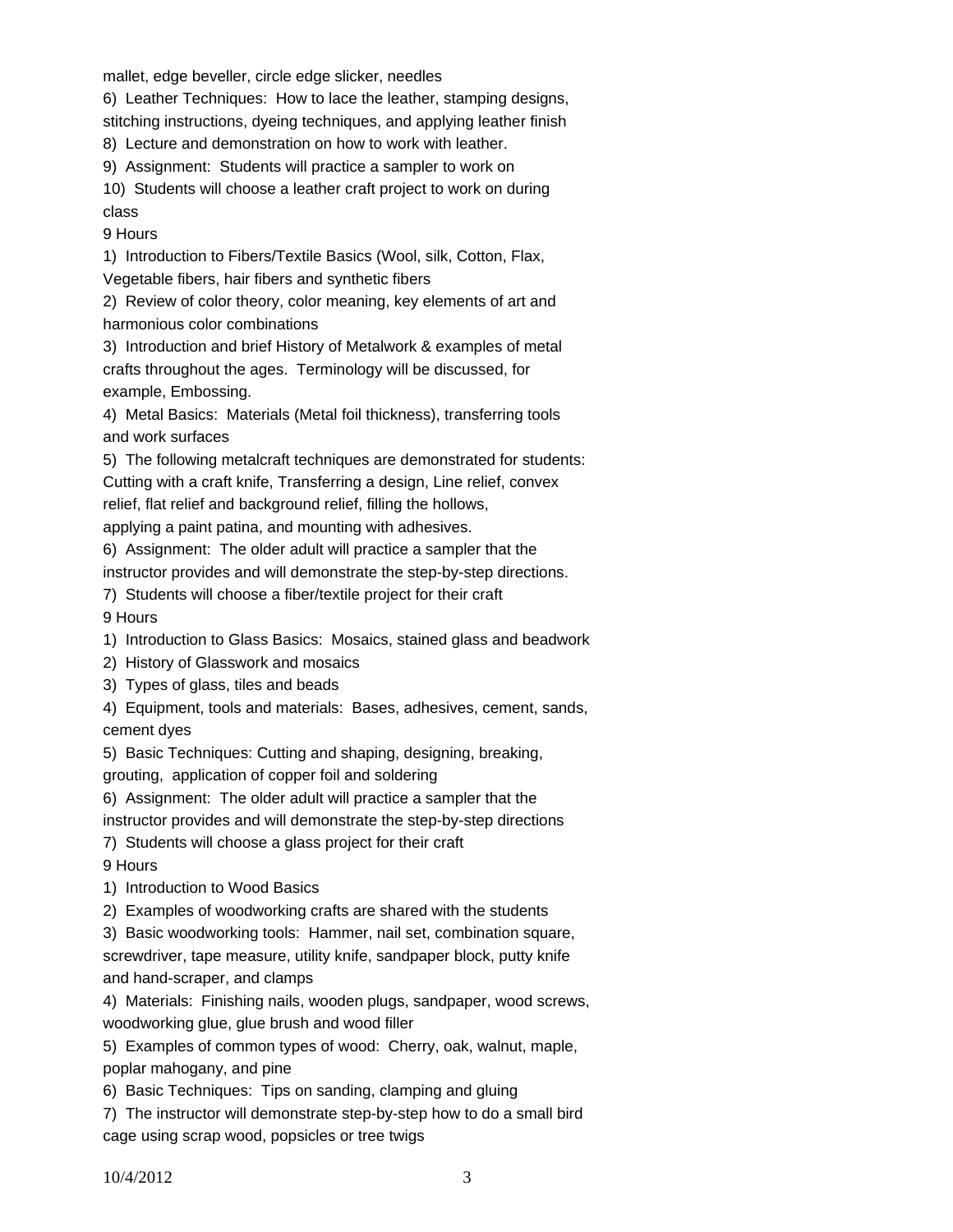mallet, edge beveller, circle edge slicker, needles

6) Leather Techniques: How to lace the leather, stamping designs, stitching instructions, dyeing techniques, and applying leather finish

8) Lecture and demonstration on how to work with leather.

9) Assignment: Students will practice a sampler to work on

10) Students will choose a leather craft project to work on during class

9 Hours

1) Introduction to Fibers/Textile Basics (Wool, silk, Cotton, Flax, Vegetable fibers, hair fibers and synthetic fibers

2) Review of color theory, color meaning, key elements of art and harmonious color combinations

3) Introduction and brief History of Metalwork & examples of metal crafts throughout the ages. Terminology will be discussed, for example, Embossing.

4) Metal Basics: Materials (Metal foil thickness), transferring tools and work surfaces

5) The following metalcraft techniques are demonstrated for students: Cutting with a craft knife, Transferring a design, Line relief, convex relief, flat relief and background relief, filling the hollows, applying a paint patina, and mounting with adhesives.

6) Assignment: The older adult will practice a sampler that the instructor provides and will demonstrate the step-by-step directions.

7) Students will choose a fiber/textile project for their craft

9 Hours

1) Introduction to Glass Basics: Mosaics, stained glass and beadwork

2) History of Glasswork and mosaics

3) Types of glass, tiles and beads

4) Equipment, tools and materials: Bases, adhesives, cement, sands, cement dyes

5) Basic Techniques: Cutting and shaping, designing, breaking, grouting, application of copper foil and soldering

6) Assignment: The older adult will practice a sampler that the instructor provides and will demonstrate the step-by-step directions

7) Students will choose a glass project for their craft

9 Hours

1) Introduction to Wood Basics

2) Examples of woodworking crafts are shared with the students

3) Basic woodworking tools: Hammer, nail set, combination square, screwdriver, tape measure, utility knife, sandpaper block, putty knife and hand-scraper, and clamps

4) Materials: Finishing nails, wooden plugs, sandpaper, wood screws, woodworking glue, glue brush and wood filler

5) Examples of common types of wood: Cherry, oak, walnut, maple, poplar mahogany, and pine

6) Basic Techniques: Tips on sanding, clamping and gluing

7) The instructor will demonstrate step-by-step how to do a small bird cage using scrap wood, popsicles or tree twigs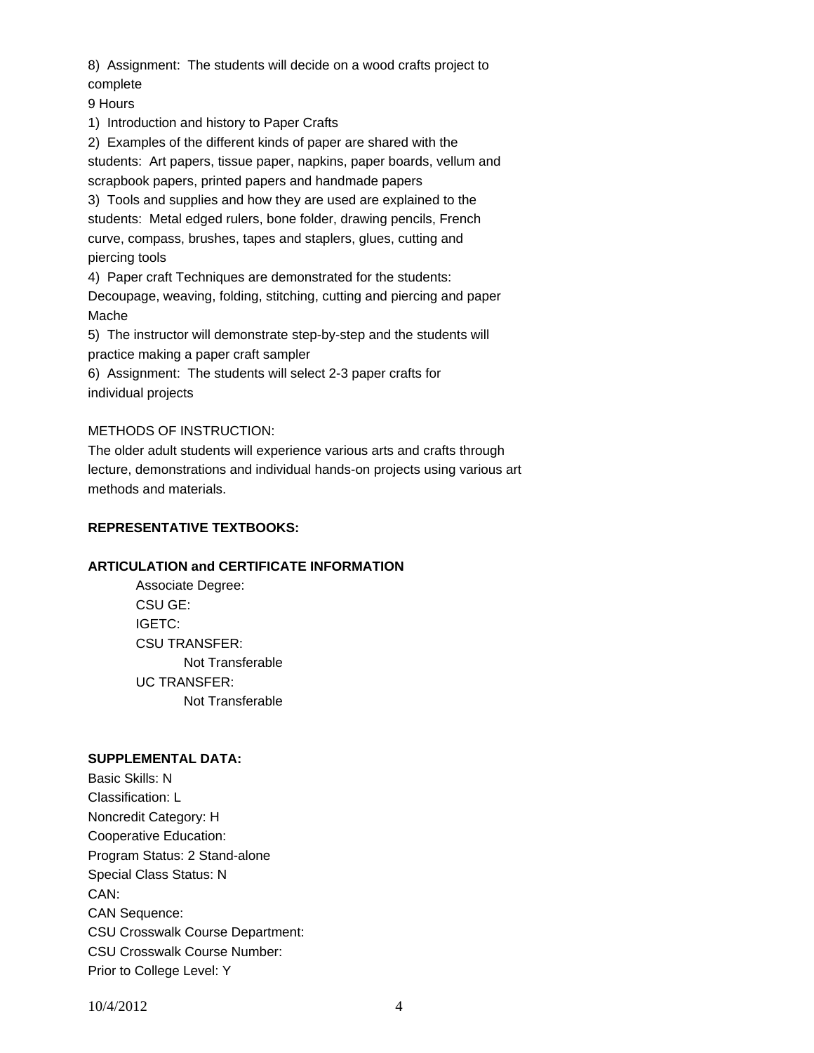8) Assignment: The students will decide on a wood crafts project to complete

9 Hours

1) Introduction and history to Paper Crafts

2) Examples of the different kinds of paper are shared with the students: Art papers, tissue paper, napkins, paper boards, vellum and scrapbook papers, printed papers and handmade papers

3) Tools and supplies and how they are used are explained to the students: Metal edged rulers, bone folder, drawing pencils, French curve, compass, brushes, tapes and staplers, glues, cutting and piercing tools

4) Paper craft Techniques are demonstrated for the students: Decoupage, weaving, folding, stitching, cutting and piercing and paper Mache

5) The instructor will demonstrate step-by-step and the students will practice making a paper craft sampler

6) Assignment: The students will select 2-3 paper crafts for individual projects

METHODS OF INSTRUCTION:

The older adult students will experience various arts and crafts through lecture, demonstrations and individual hands-on projects using various art methods and materials.

**REPRESENTATIVE TEXTBOOKS:**

**ARTICULATION and CERTIFICATE INFORMATION**

Associate Degree:
CSU GE:
IGETC:
CSU TRANSFER:
    Not Transferable
UC TRANSFER:
    Not Transferable

**SUPPLEMENTAL DATA:**

Basic Skills: N
Classification: L
Noncredit Category: H
Cooperative Education:
Program Status: 2 Stand-alone
Special Class Status: N
CAN:
CAN Sequence:
CSU Crosswalk Course Department:
CSU Crosswalk Course Number:
Prior to College Level: Y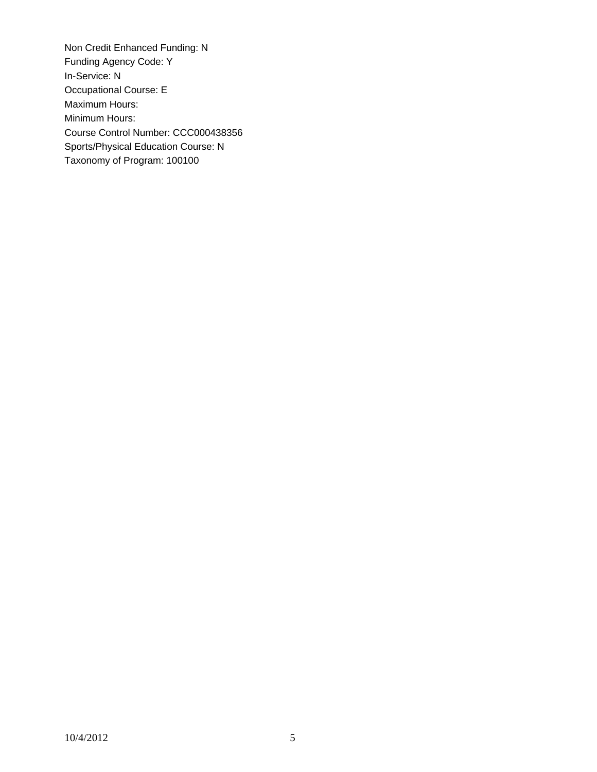Non Credit Enhanced Funding: N
Funding Agency Code: Y
In-Service: N
Occupational Course: E
Maximum Hours:
Minimum Hours:
Course Control Number: CCC000438356
Sports/Physical Education Course: N
Taxonomy of Program: 100100